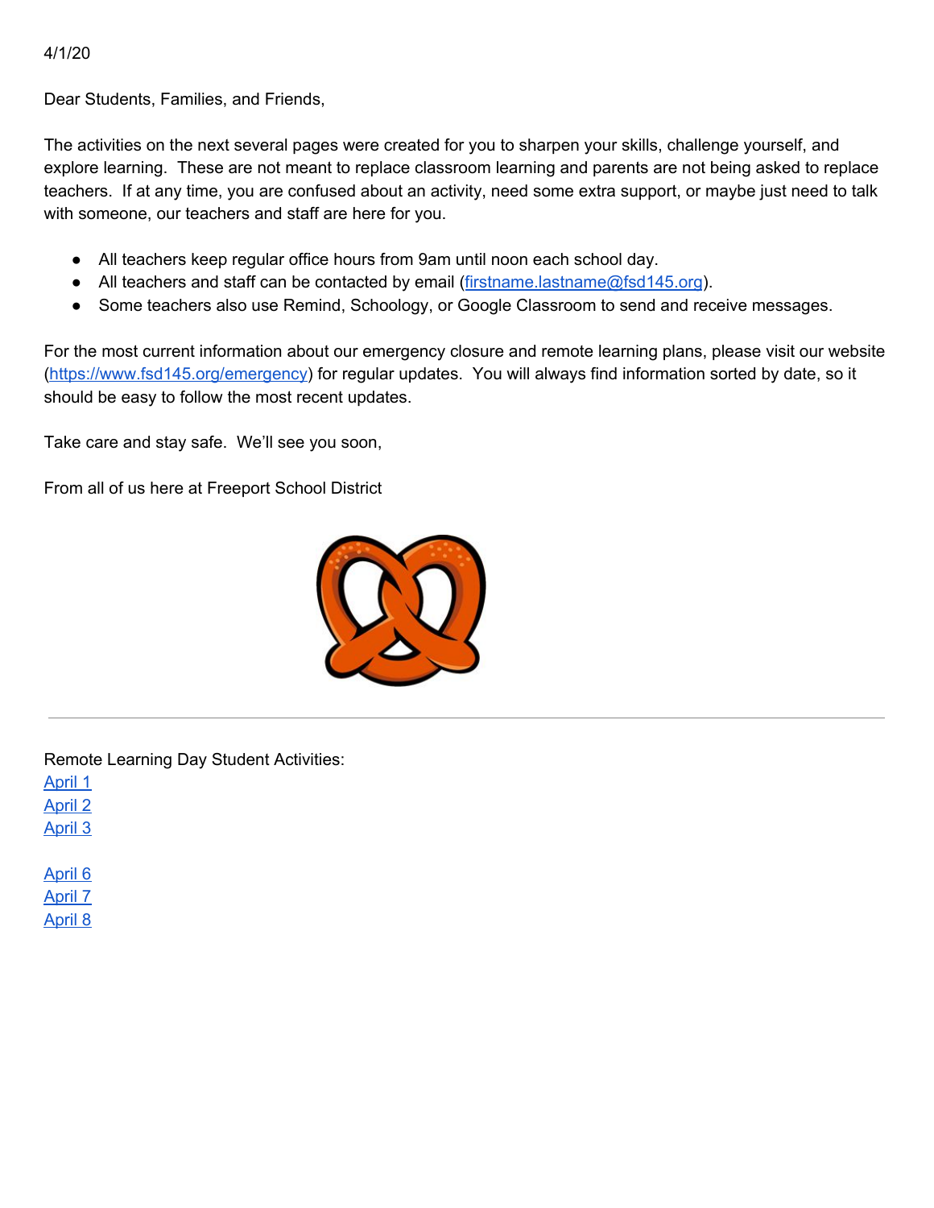4/1/20

Dear Students, Families, and Friends,

The activities on the next several pages were created for you to sharpen your skills, challenge yourself, and explore learning. These are not meant to replace classroom learning and parents are not being asked to replace teachers. If at any time, you are confused about an activity, need some extra support, or maybe just need to talk with someone, our teachers and staff are here for you.

- All teachers keep regular office hours from 9am until noon each school day.
- All teachers and staff can be contacted by email (firstname.lastname@fsd145.org).
- Some teachers also use Remind, Schoology, or Google Classroom to send and receive messages.

For the most current information about our emergency closure and remote learning plans, please visit our website (https://www.fsd145.org/emergency) for regular updates. You will always find information sorted by date, so it should be easy to follow the most recent updates.

Take care and stay safe. We'll see you soon,

From all of us here at Freeport School District

---

Remote Learning Day Student Activities:

April 1
April 2
April 3

April 6
April 7
April 8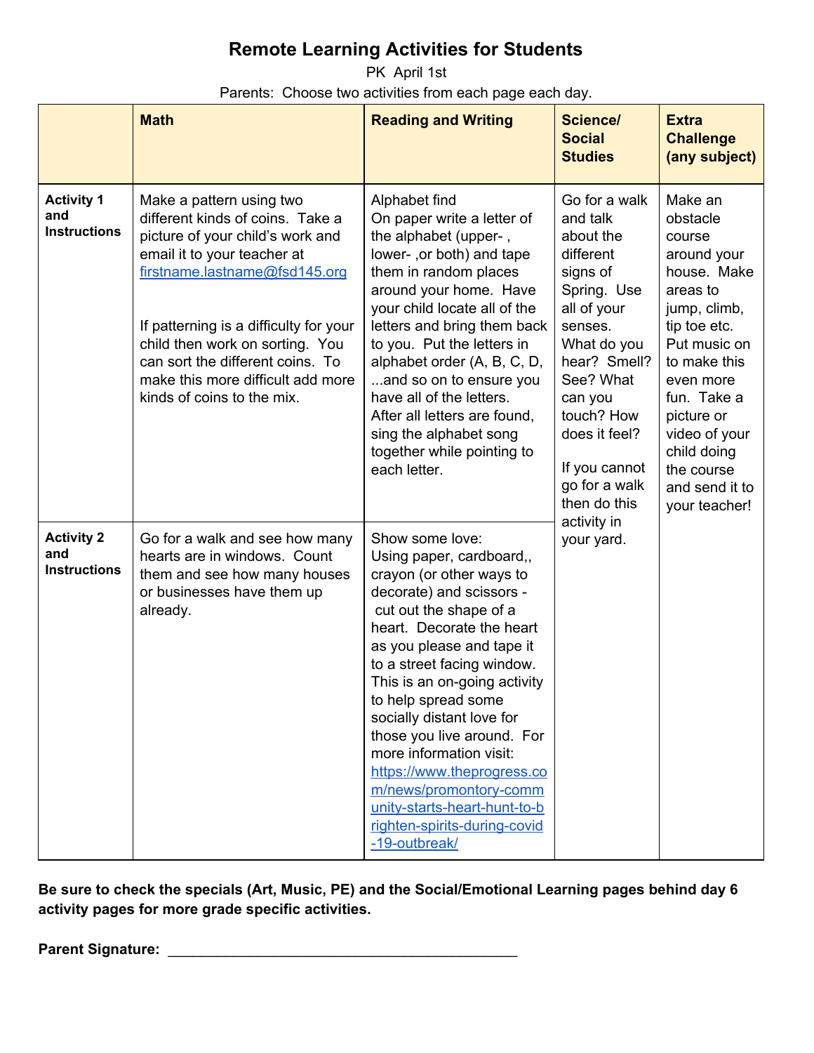# Remote Learning Activities for Students

PK April 1st

Parents: Choose two activities from each page each day.

| | Math | Reading and Writing | Science/ Social Studies | Extra Challenge (any subject) |
|---|---|---|---|---|
| **Activity 1 and Instructions** | Make a pattern using two different kinds of coins. Take a picture of your child's work and email it to your teacher at firstname.lastname@fsd145.org<br><br>If patterning is a difficulty for your child then work on sorting. You can sort the different coins. To make this more difficult add more kinds of coins to the mix. | Alphabet find<br>On paper write a letter of the alphabet (upper- , lower- ,or both) and tape them in random places around your home. Have your child locate all of the letters and bring them back to you. Put the letters in alphabet order (A, B, C, D, ...and so on to ensure you have all of the letters. After all letters are found, sing the alphabet song together while pointing to each letter. | Go for a walk and talk about the different signs of Spring. Use all of your senses. What do you hear? Smell? See? What can you touch? How does it feel?<br><br>If you cannot go for a walk then do this activity in your yard. | Make an obstacle course around your house. Make areas to jump, climb, tip toe etc. Put music on to make this even more fun. Take a picture or video of your child doing the course and send it to your teacher! |
| **Activity 2 and Instructions** | Go for a walk and see how many hearts are in windows. Count them and see how many houses or businesses have them up already. | Show some love:<br>Using paper, cardboard,, crayon (or other ways to decorate) and scissors - cut out the shape of a heart. Decorate the heart as you please and tape it to a street facing window. This is an on-going activity to help spread some socially distant love for those you live around. For more information visit: https://www.theprogress.com/news/promontory-community-starts-heart-hunt-to-brighten-spirits-during-covid-19-outbreak/ | | |

**Be sure to check the specials (Art, Music, PE) and the Social/Emotional Learning pages behind day 6 activity pages for more grade specific activities.**

**Parent Signature:** ___________________________________________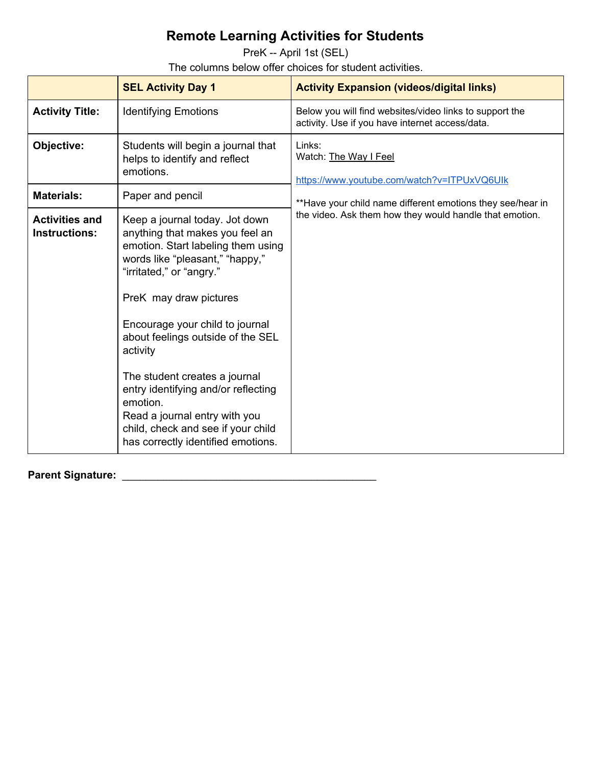# Remote Learning Activities for Students

PreK -- April 1st (SEL)

The columns below offer choices for student activities.

| | SEL Activity Day 1 | Activity Expansion (videos/digital links) |
|---|---|---|
| **Activity Title:** | Identifying Emotions | Below you will find websites/video links to support the activity. Use if you have internet access/data. |
| **Objective:** | Students will begin a journal that helps to identify and reflect emotions. | Links:<br>Watch: The Way I Feel<br><br>https://www.youtube.com/watch?v=ITPUxVQ6UIk<br><br>**Have your child name different emotions they see/hear in the video. Ask them how they would handle that emotion. |
| **Materials:** | Paper and pencil | |
| **Activities and Instructions:** | Keep a journal today. Jot down anything that makes you feel an emotion. Start labeling them using words like “pleasant,” “happy,” “irritated,” or “angry.”<br><br>PreK may draw pictures<br><br>Encourage your child to journal about feelings outside of the SEL activity<br><br>The student creates a journal entry identifying and/or reflecting emotion.<br>Read a journal entry with you child, check and see if your child has correctly identified emotions. | |

**Parent Signature:** ___________________________________________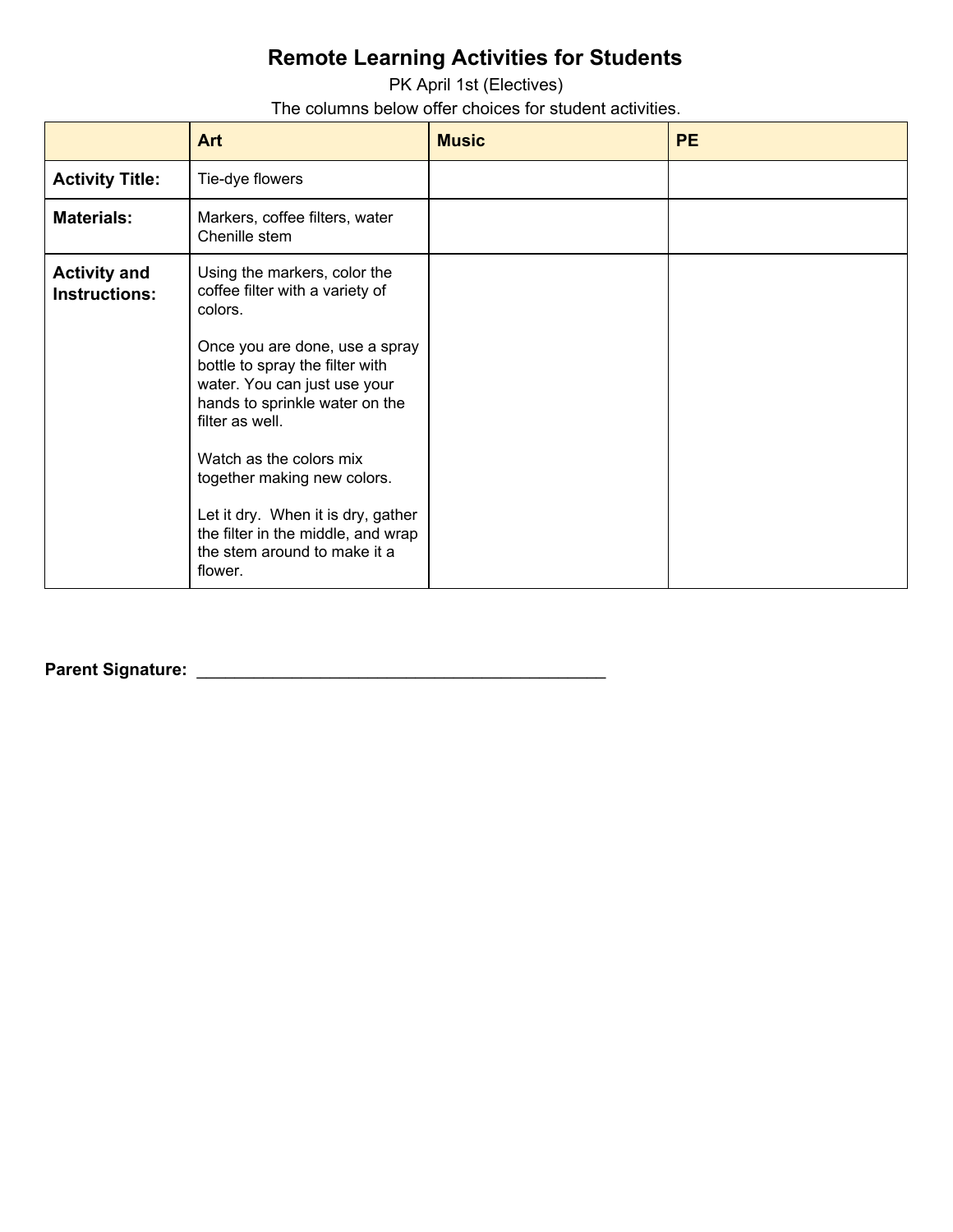# Remote Learning Activities for Students

PK April 1st (Electives)

The columns below offer choices for student activities.

| | **Art** | **Music** | **PE** |
|---|---|---|---|
| **Activity Title:** | Tie-dye flowers | | |
| **Materials:** | Markers, coffee filters, water<br>Chenille stem | | |
| **Activity and Instructions:** | Using the markers, color the coffee filter with a variety of colors.<br><br>Once you are done, use a spray bottle to spray the filter with water. You can just use your hands to sprinkle water on the filter as well.<br><br>Watch as the colors mix together making new colors.<br><br>Let it dry. When it is dry, gather the filter in the middle, and wrap the stem around to make it a flower. | | |

**Parent Signature:** _____________________________________________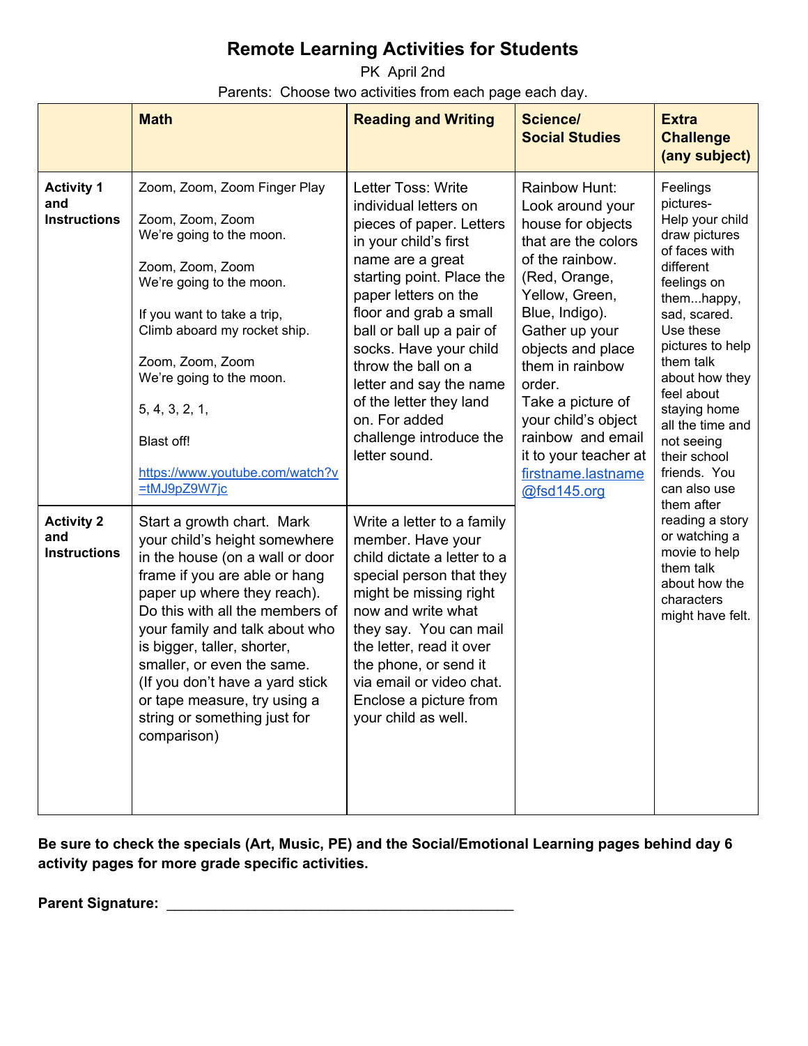# Remote Learning Activities for Students

PK April 2nd

Parents: Choose two activities from each page each day.

| | Math | Reading and Writing | Science/ Social Studies | Extra Challenge (any subject) |
|---|---|---|---|---|
| **Activity 1 and Instructions** | Zoom, Zoom, Zoom Finger Play<br><br>Zoom, Zoom, Zoom<br>We're going to the moon.<br><br>Zoom, Zoom, Zoom<br>We're going to the moon.<br><br>If you want to take a trip,<br>Climb aboard my rocket ship.<br><br>Zoom, Zoom, Zoom<br>We're going to the moon.<br><br>5, 4, 3, 2, 1,<br><br>Blast off!<br><br>https://www.youtube.com/watch?v=tMJ9pZ9W7jc | Letter Toss: Write individual letters on pieces of paper. Letters in your child's first name are a great starting point. Place the paper letters on the floor and grab a small ball or ball up a pair of socks. Have your child throw the ball on a letter and say the name of the letter they land on. For added challenge introduce the letter sound. | Rainbow Hunt: Look around your house for objects that are the colors of the rainbow. (Red, Orange, Yellow, Green, Blue, Indigo). Gather up your objects and place them in rainbow order.<br>Take a picture of your child's object rainbow and email it to your teacher at firstname.lastname@fsd145.org | Feelings pictures- Help your child draw pictures of faces with different feelings on them...happy, sad, scared. Use these pictures to help them talk about how they feel about staying home all the time and not seeing their school friends. You can also use them after reading a story or watching a movie to help them talk about how the characters might have felt. |
| **Activity 2 and Instructions** | Start a growth chart. Mark your child's height somewhere in the house (on a wall or door frame if you are able or hang paper up where they reach). Do this with all the members of your family and talk about who is bigger, taller, shorter, smaller, or even the same. (If you don't have a yard stick or tape measure, try using a string or something just for comparison) | Write a letter to a family member. Have your child dictate a letter to a special person that they might be missing right now and write what they say. You can mail the letter, read it over the phone, or send it via email or video chat. Enclose a picture from your child as well. | | |

**Be sure to check the specials (Art, Music, PE) and the Social/Emotional Learning pages behind day 6 activity pages for more grade specific activities.**

**Parent Signature:** ___________________________________________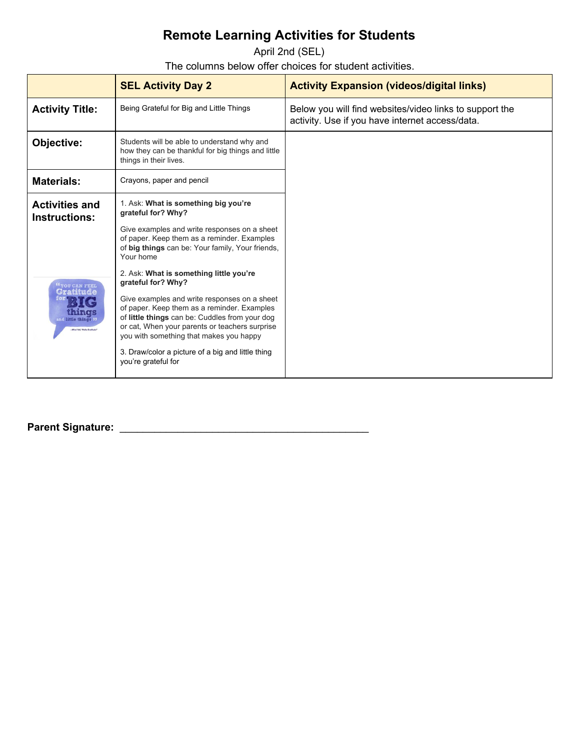# Remote Learning Activities for Students

April 2nd (SEL)

The columns below offer choices for student activities.

| | SEL Activity Day 2 | Activity Expansion (videos/digital links) |
|---|---|---|
| **Activity Title:** | Being Grateful for Big and Little Things | Below you will find websites/video links to support the activity. Use if you have internet access/data. |
| **Objective:** | Students will be able to understand why and how they can be thankful for big things and little things in their lives. | |
| **Materials:** | Crayons, paper and pencil | |
| **Activities and Instructions:** | 1. Ask: **What is something big you're grateful for? Why?**<br><br>Give examples and write responses on a sheet of paper. Keep them as a reminder. Examples of **big things** can be: Your family, Your friends, Your home<br><br>2. Ask: **What is something little you're grateful for? Why?**<br><br>Give examples and write responses on a sheet of paper. Keep them as a reminder. Examples of **little things** can be: Cuddles from your dog or cat, When your parents or teachers surprise you with something that makes you happy<br><br>3. Draw/color a picture of a big and little thing you're grateful for | |

**Parent Signature:** ____________________________________________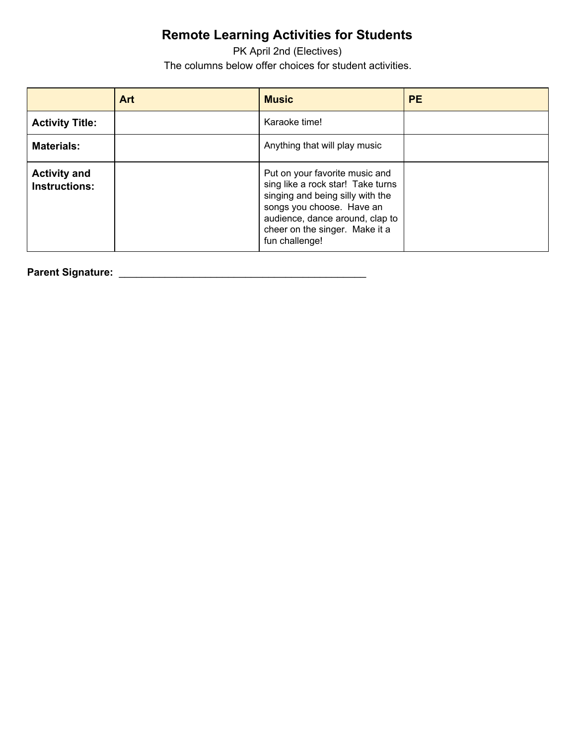# Remote Learning Activities for Students

PK April 2nd (Electives)

The columns below offer choices for student activities.

| | **Art** | **Music** | **PE** |
|---|---|---|---|
| **Activity Title:** | | Karaoke time! | |
| **Materials:** | | Anything that will play music | |
| **Activity and Instructions:** | | Put on your favorite music and sing like a rock star! Take turns singing and being silly with the songs you choose. Have an audience, dance around, clap to cheer on the singer. Make it a fun challenge! | |

**Parent Signature:** ___________________________________________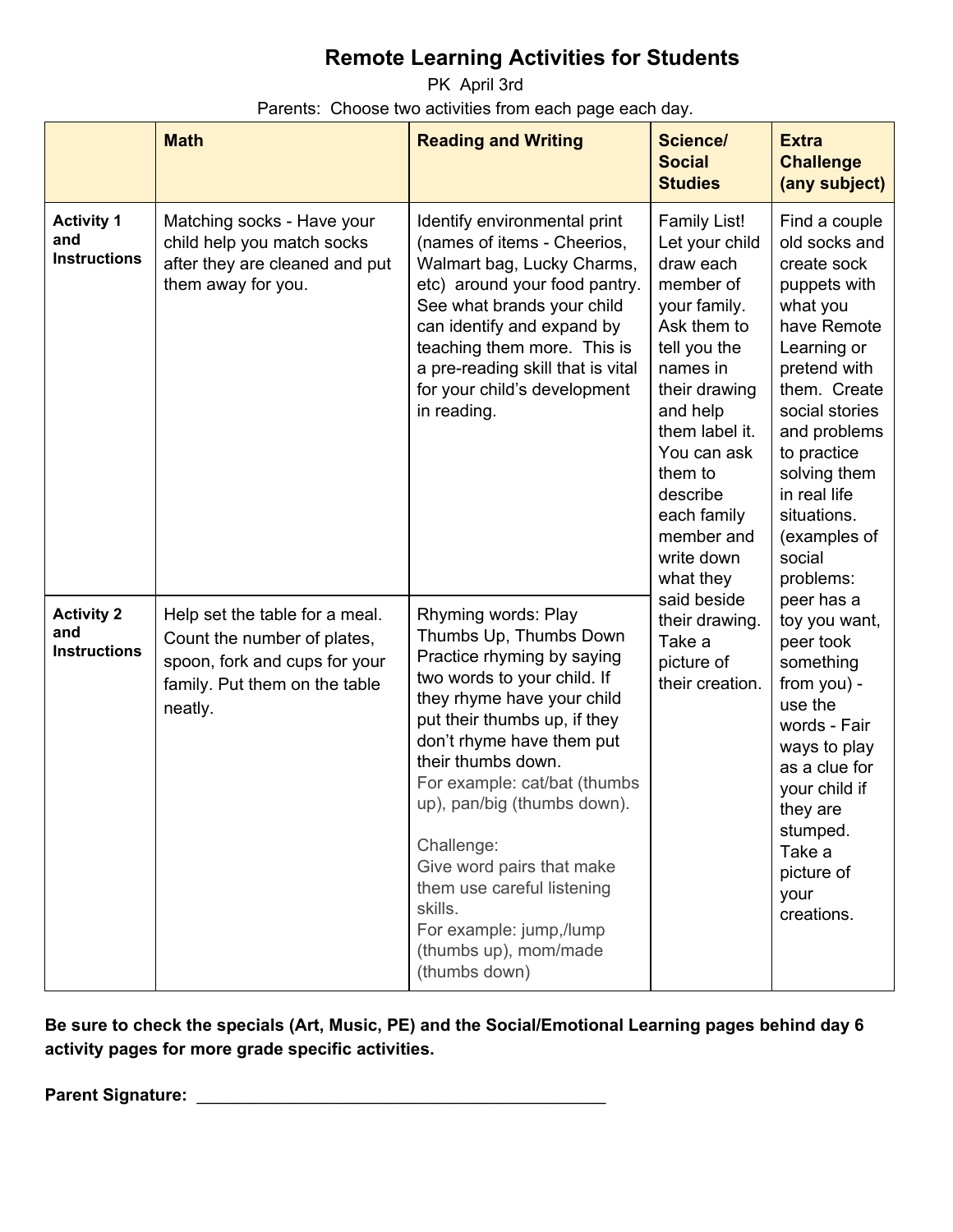# Remote Learning Activities for Students

PK April 3rd

Parents: Choose two activities from each page each day.

| | Math | Reading and Writing | Science/ Social Studies | Extra Challenge (any subject) |
|---|---|---|---|---|
| **Activity 1 and Instructions** | Matching socks - Have your child help you match socks after they are cleaned and put them away for you. | Identify environmental print (names of items - Cheerios, Walmart bag, Lucky Charms, etc) around your food pantry. See what brands your child can identify and expand by teaching them more. This is a pre-reading skill that is vital for your child's development in reading. | Family List! Let your child draw each member of your family. Ask them to tell you the names in their drawing and help them label it. You can ask them to describe each family member and write down what they said beside their drawing. Take a picture of their creation. | Find a couple old socks and create sock puppets with what you have Remote Learning or pretend with them. Create social stories and problems to practice solving them in real life situations. (examples of social problems: peer has a toy you want, peer took something from you) - use the words - Fair ways to play as a clue for your child if they are stumped. Take a picture of your creations. |
| **Activity 2 and Instructions** | Help set the table for a meal. Count the number of plates, spoon, fork and cups for your family. Put them on the table neatly. | Rhyming words: Play Thumbs Up, Thumbs Down Practice rhyming by saying two words to your child. If they rhyme have your child put their thumbs up, if they don't rhyme have them put their thumbs down. For example: cat/bat (thumbs up), pan/big (thumbs down).<br><br>Challenge:<br>Give word pairs that make them use careful listening skills.<br>For example: jump,/lump (thumbs up), mom/made (thumbs down) | | |

**Be sure to check the specials (Art, Music, PE) and the Social/Emotional Learning pages behind day 6 activity pages for more grade specific activities.**

**Parent Signature:** _____________________________________________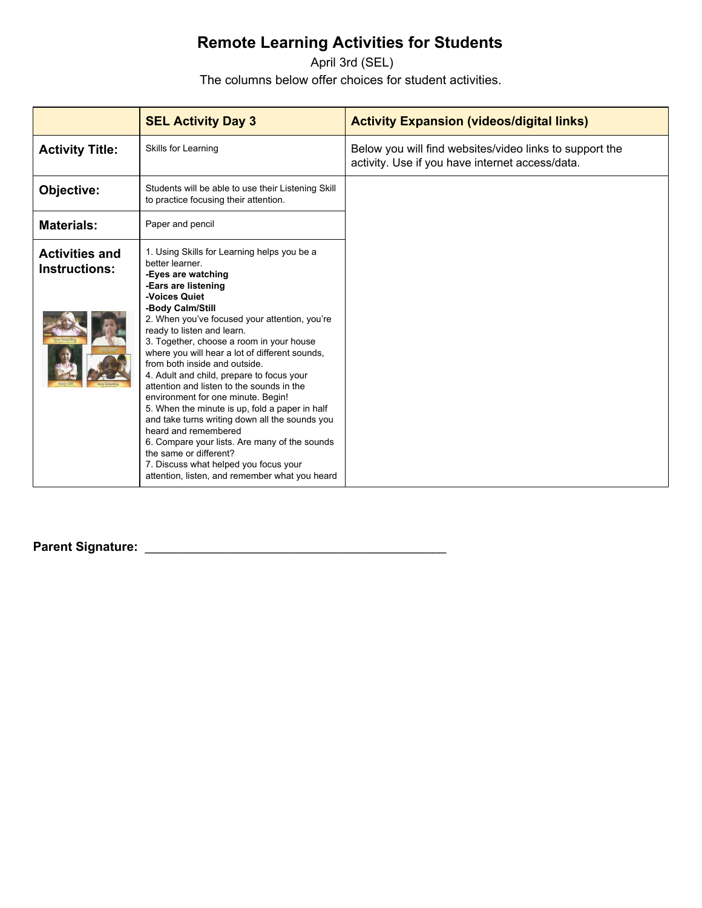# Remote Learning Activities for Students

April 3rd (SEL)

The columns below offer choices for student activities.

| | SEL Activity Day 3 | Activity Expansion (videos/digital links) |
|---|---|---|
| **Activity Title:** | Skills for Learning | Below you will find websites/video links to support the activity. Use if you have internet access/data. |
| **Objective:** | Students will be able to use their Listening Skill to practice focusing their attention. | |
| **Materials:** | Paper and pencil | |
| **Activities and Instructions:** | 1. Using Skills for Learning helps you be a better learner.<br>**-Eyes are watching**<br>**-Ears are listening**<br>**-Voices Quiet**<br>**-Body Calm/Still**<br>2. When you've focused your attention, you're ready to listen and learn.<br>3. Together, choose a room in your house where you will hear a lot of different sounds, from both inside and outside.<br>4. Adult and child, prepare to focus your attention and listen to the sounds in the environment for one minute. Begin!<br>5. When the minute is up, fold a paper in half and take turns writing down all the sounds you heard and remembered<br>6. Compare your lists. Are many of the sounds the same or different?<br>7. Discuss what helped you focus your attention, listen, and remember what you heard | |

**Parent Signature:** ____________________________________________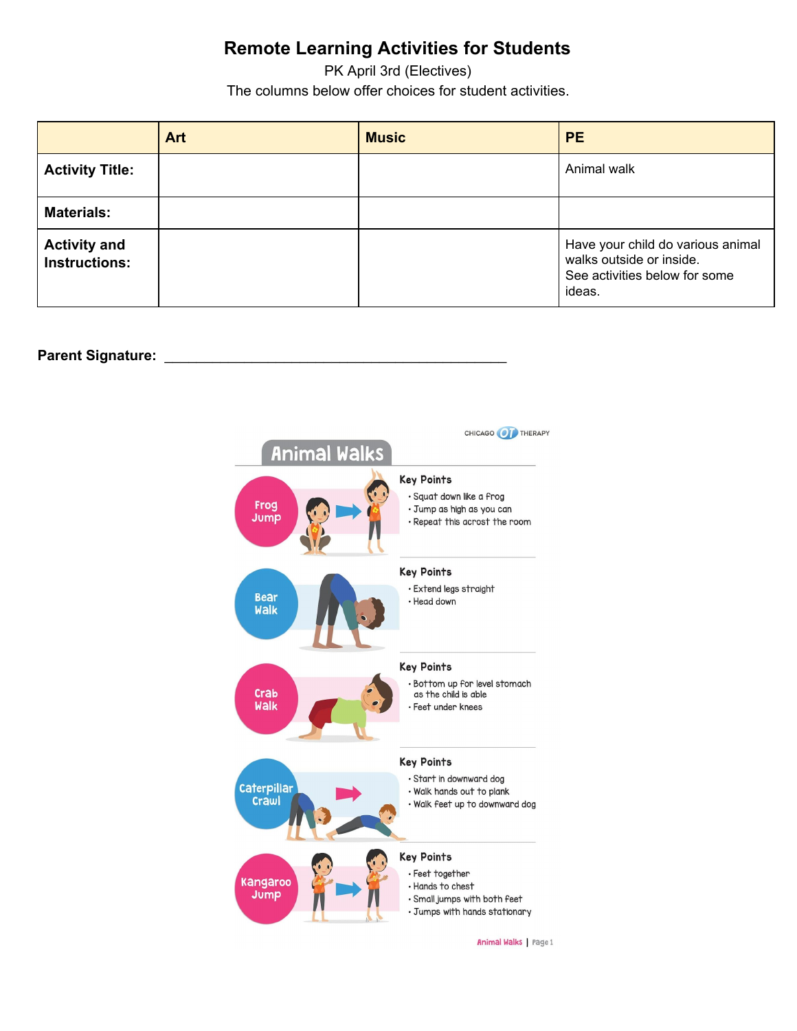# Remote Learning Activities for Students

PK April 3rd (Electives)

The columns below offer choices for student activities.

| | Art | Music | PE |
|---|---|---|---|
| **Activity Title:** | | | Animal walk |
| **Materials:** | | | |
| **Activity and Instructions:** | | | Have your child do various animal walks outside or inside. See activities below for some ideas. |

**Parent Signature:** ____________________________________________

CHICAGO OT THERAPY

## Animal Walks

**Frog Jump**

Key Points
- Squat down like a frog
- Jump as high as you can
- Repeat this acrost the room

**Bear Walk**

Key Points
- Extend legs straight
- Head down

**Crab Walk**

Key Points
- Bottom up for level stomach as the child is able
- Feet under knees

**Caterpillar Crawl**

Key Points
- Start in downward dog
- Walk hands out to plank
- Walk feet up to downward dog

**Kangaroo Jump**

Key Points
- Feet together
- Hands to chest
- Small jumps with both feet
- Jumps with hands stationary

Animal Walks | Page 1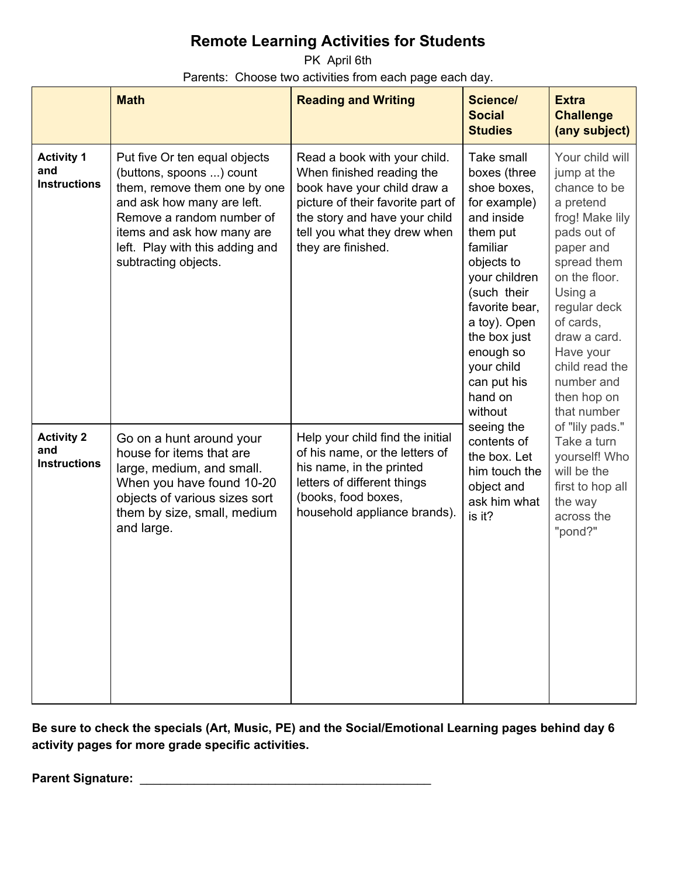# Remote Learning Activities for Students

PK April 6th

Parents: Choose two activities from each page each day.

| | Math | Reading and Writing | Science/ Social Studies | Extra Challenge (any subject) |
|---|---|---|---|---|
| **Activity 1 and Instructions** | Put five Or ten equal objects (buttons, spoons ...) count them, remove them one by one and ask how many are left. Remove a random number of items and ask how many are left. Play with this adding and subtracting objects. | Read a book with your child. When finished reading the book have your child draw a picture of their favorite part of the story and have your child tell you what they drew when they are finished. | Take small boxes (three shoe boxes, for example) and inside them put familiar objects to your children (such their favorite bear, a toy). Open the box just enough so your child can put his hand on without seeing the contents of the box. Let him touch the object and ask him what is it? | Your child will jump at the chance to be a pretend frog! Make lily pads out of paper and spread them on the floor. Using a regular deck of cards, draw a card. Have your child read the number and then hop on that number of "lily pads." Take a turn yourself! Who will be the first to hop all the way across the "pond?" |
| **Activity 2 and Instructions** | Go on a hunt around your house for items that are large, medium, and small. When you have found 10-20 objects of various sizes sort them by size, small, medium and large. | Help your child find the initial of his name, or the letters of his name, in the printed letters of different things (books, food boxes, household appliance brands). | | |

**Be sure to check the specials (Art, Music, PE) and the Social/Emotional Learning pages behind day 6 activity pages for more grade specific activities.**

**Parent Signature:** ___________________________________________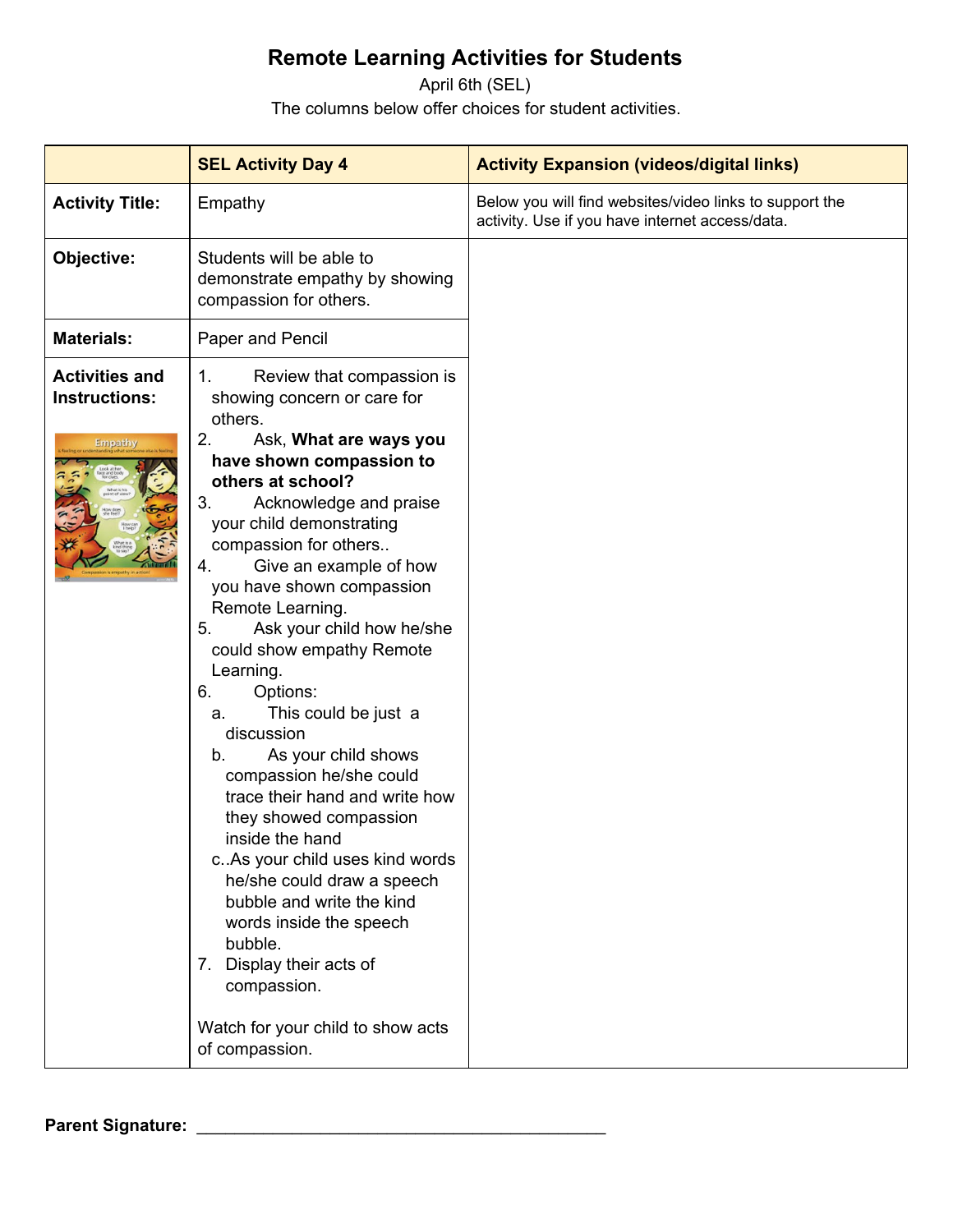# Remote Learning Activities for Students

April 6th (SEL)

The columns below offer choices for student activities.

| | SEL Activity Day 4 | Activity Expansion (videos/digital links) |
|---|---|---|
| **Activity Title:** | Empathy | Below you will find websites/video links to support the activity. Use if you have internet access/data. |
| **Objective:** | Students will be able to demonstrate empathy by showing compassion for others. | |
| **Materials:** | Paper and Pencil | |
| **Activities and Instructions:** | 1. Review that compassion is showing concern or care for others.<br>2. Ask, **What are ways you have shown compassion to others at school?**<br>3. Acknowledge and praise your child demonstrating compassion for others..<br>4. Give an example of how you have shown compassion Remote Learning.<br>5. Ask your child how he/she could show empathy Remote Learning.<br>6. Options:<br>a. This could be just a discussion<br>b. As your child shows compassion he/she could trace their hand and write how they showed compassion inside the hand<br>c..As your child uses kind words he/she could draw a speech bubble and write the kind words inside the speech bubble.<br>7. Display their acts of compassion.<br><br>Watch for your child to show acts of compassion. | |

**Parent Signature:** ___________________________________________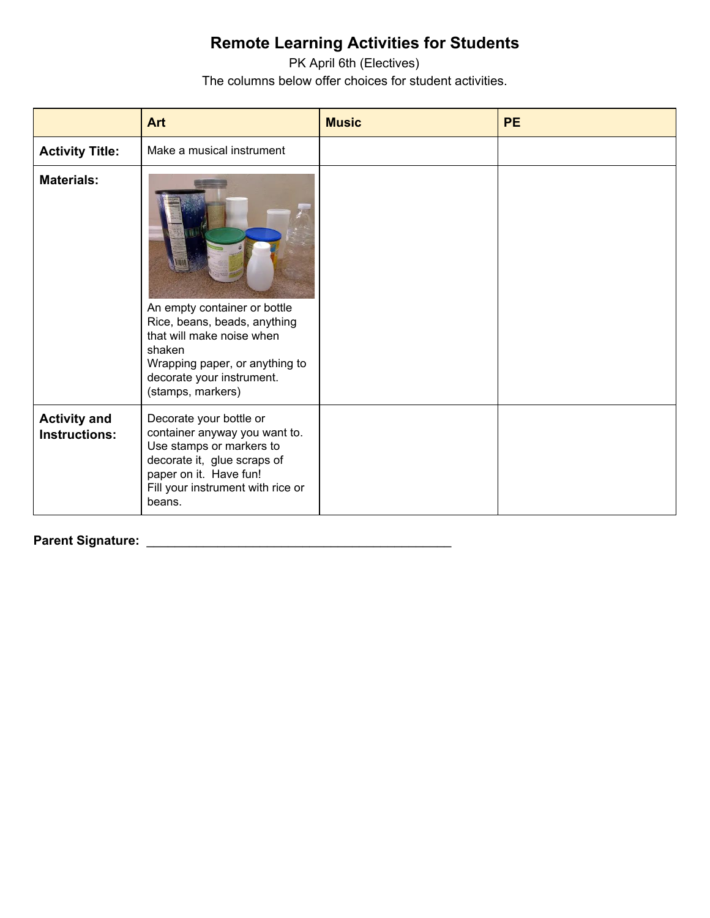# Remote Learning Activities for Students

PK April 6th (Electives)

The columns below offer choices for student activities.

| | Art | Music | PE |
|---|---|---|---|
| **Activity Title:** | Make a musical instrument | | |
| **Materials:** | An empty container or bottle<br>Rice, beans, beads, anything that will make noise when shaken<br>Wrapping paper, or anything to decorate your instrument. (stamps, markers) | | |
| **Activity and Instructions:** | Decorate your bottle or container anyway you want to. Use stamps or markers to decorate it, glue scraps of paper on it. Have fun!<br>Fill your instrument with rice or beans. | | |

**Parent Signature:** _____________________________________________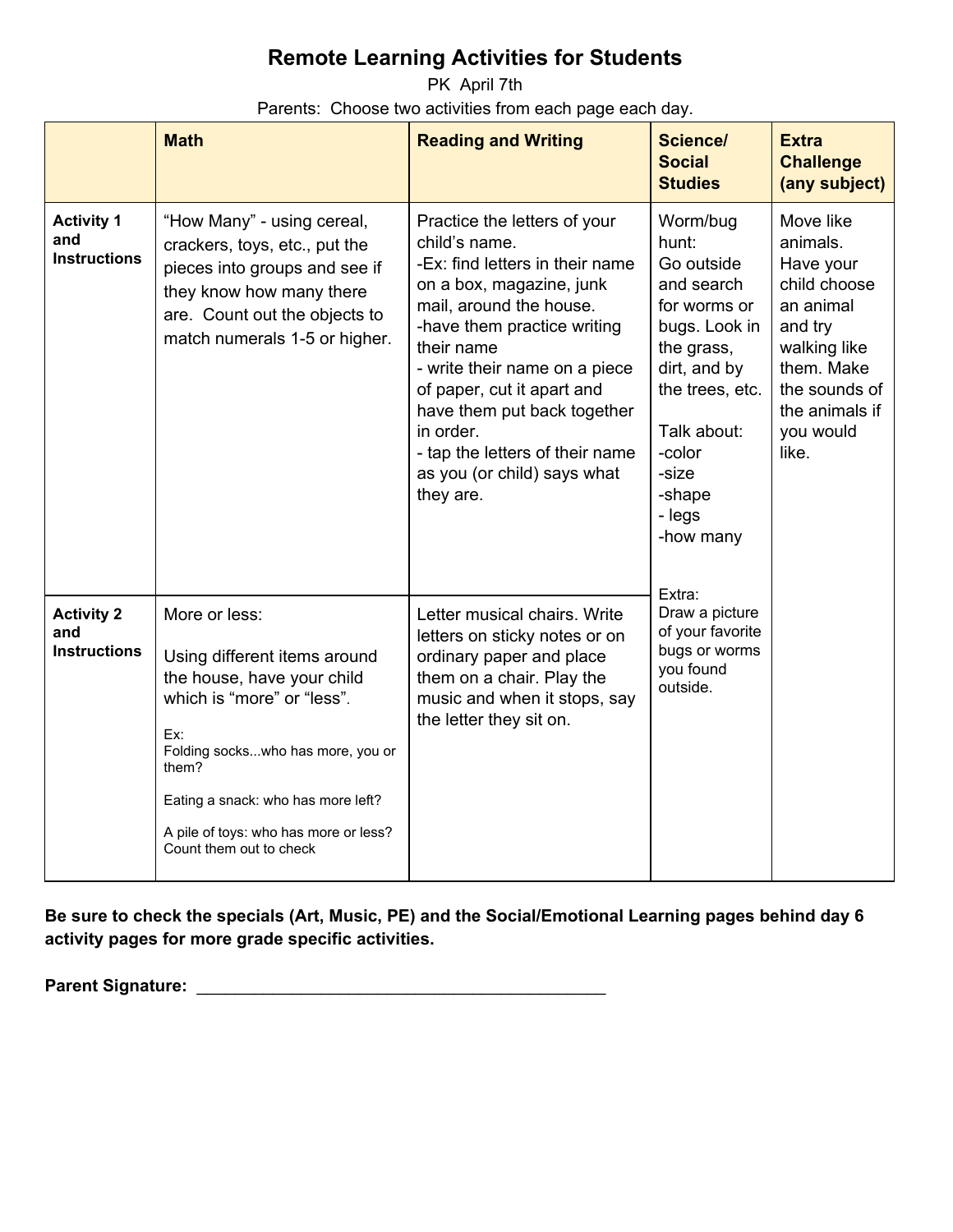# Remote Learning Activities for Students

PK April 7th

Parents: Choose two activities from each page each day.

| | Math | Reading and Writing | Science/ Social Studies | Extra Challenge (any subject) |
|---|---|---|---|---|
| **Activity 1 and Instructions** | "How Many" - using cereal, crackers, toys, etc., put the pieces into groups and see if they know how many there are. Count out the objects to match numerals 1-5 or higher. | Practice the letters of your child's name.<br>-Ex: find letters in their name on a box, magazine, junk mail, around the house.<br>-have them practice writing their name<br>- write their name on a piece of paper, cut it apart and have them put back together in order.<br>- tap the letters of their name as you (or child) says what they are. | Worm/bug hunt:<br>Go outside and search for worms or bugs. Look in the grass, dirt, and by the trees, etc.<br><br>Talk about:<br>-color<br>-size<br>-shape<br>- legs<br>-how many<br><br>Extra:<br>Draw a picture of your favorite bugs or worms you found outside. | Move like animals. Have your child choose an animal and try walking like them. Make the sounds of the animals if you would like. |
| **Activity 2 and Instructions** | More or less:<br><br>Using different items around the house, have your child which is "more" or "less".<br><br>Ex:<br>Folding socks...who has more, you or them?<br><br>Eating a snack: who has more left?<br><br>A pile of toys: who has more or less? Count them out to check | Letter musical chairs. Write letters on sticky notes or on ordinary paper and place them on a chair. Play the music and when it stops, say the letter they sit on. | | |

**Be sure to check the specials (Art, Music, PE) and the Social/Emotional Learning pages behind day 6 activity pages for more grade specific activities.**

**Parent Signature:** ___________________________________________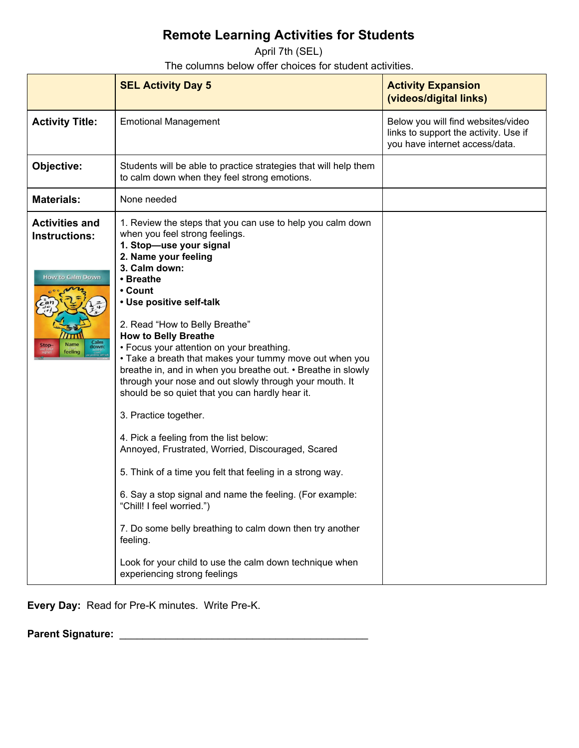# Remote Learning Activities for Students

April 7th (SEL)

The columns below offer choices for student activities.

| | SEL Activity Day 5 | Activity Expansion (videos/digital links) |
|---|---|---|
| **Activity Title:** | Emotional Management | Below you will find websites/video links to support the activity. Use if you have internet access/data. |
| **Objective:** | Students will be able to practice strategies that will help them to calm down when they feel strong emotions. | |
| **Materials:** | None needed | |
| **Activities and Instructions:** | 1. Review the steps that you can use to help you calm down when you feel strong feelings.<br>**1. Stop—use your signal**<br>**2. Name your feeling**<br>**3. Calm down:**<br>**• Breathe**<br>**• Count**<br>**• Use positive self-talk**<br><br>2. Read "How to Belly Breathe"<br>**How to Belly Breathe**<br>• Focus your attention on your breathing.<br>• Take a breath that makes your tummy move out when you breathe in, and in when you breathe out. • Breathe in slowly through your nose and out slowly through your mouth. It should be so quiet that you can hardly hear it.<br><br>3. Practice together.<br><br>4. Pick a feeling from the list below:<br>Annoyed, Frustrated, Worried, Discouraged, Scared<br><br>5. Think of a time you felt that feeling in a strong way.<br><br>6. Say a stop signal and name the feeling. (For example: "Chill! I feel worried.")<br><br>7. Do some belly breathing to calm down then try another feeling.<br><br>Look for your child to use the calm down technique when experiencing strong feelings | |

**Every Day:** Read for Pre-K minutes. Write Pre-K.

**Parent Signature:** ____________________________________________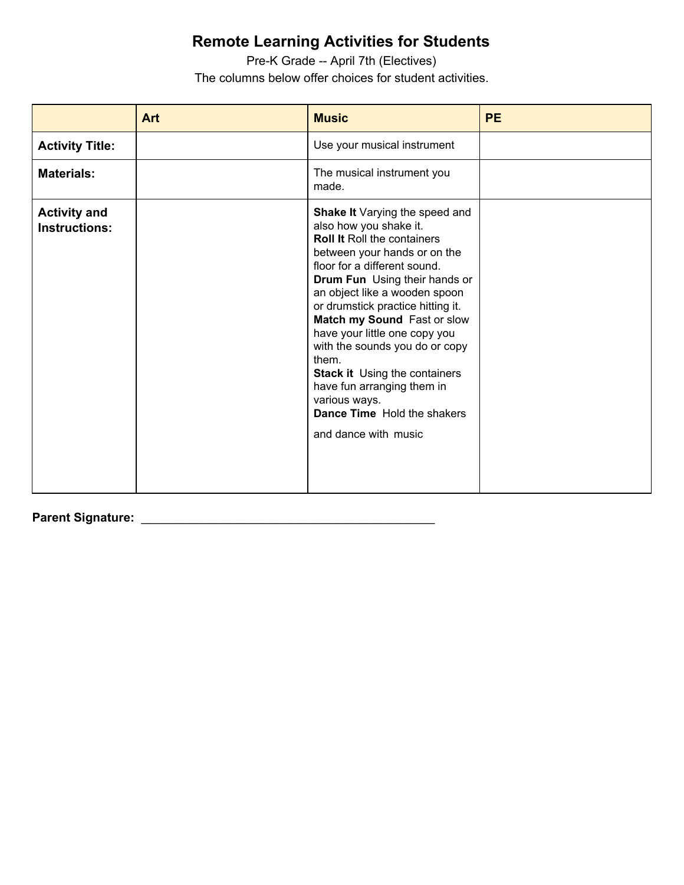# Remote Learning Activities for Students

Pre-K Grade -- April 7th (Electives)

The columns below offer choices for student activities.

| | Art | Music | PE |
|---|---|---|---|
| **Activity Title:** | | Use your musical instrument | |
| **Materials:** | | The musical instrument you made. | |
| **Activity and Instructions:** | | **Shake It** Varying the speed and also how you shake it.<br>**Roll It** Roll the containers between your hands or on the floor for a different sound.<br>**Drum Fun** Using their hands or an object like a wooden spoon or drumstick practice hitting it.<br>**Match my Sound** Fast or slow have your little one copy you with the sounds you do or copy them.<br>**Stack it** Using the containers have fun arranging them in various ways.<br>**Dance Time** Hold the shakers and dance with music | |

**Parent Signature:** ____________________________________________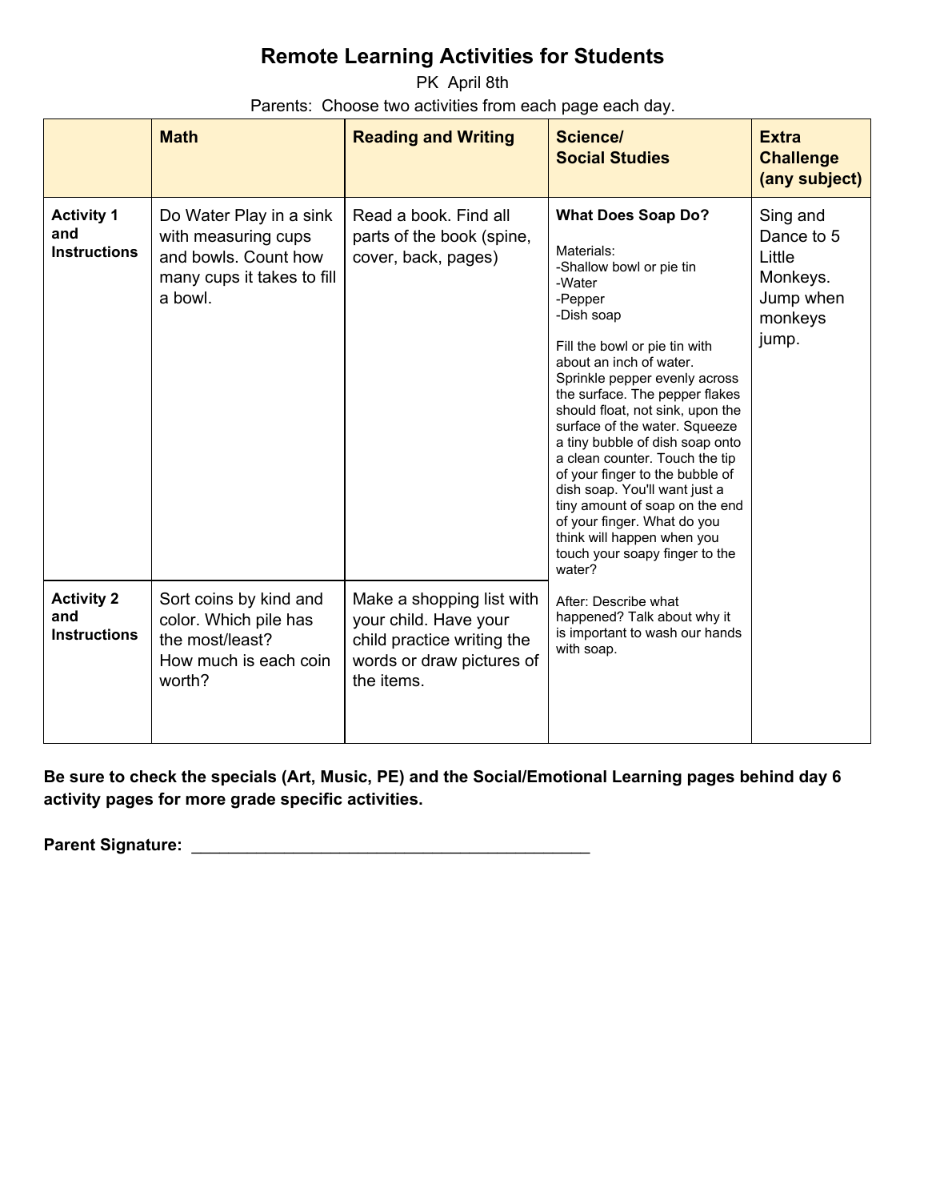# Remote Learning Activities for Students

PK April 8th

Parents: Choose two activities from each page each day.

| | Math | Reading and Writing | Science/ Social Studies | Extra Challenge (any subject) |
|---|---|---|---|---|
| **Activity 1 and Instructions** | Do Water Play in a sink with measuring cups and bowls. Count how many cups it takes to fill a bowl. | Read a book. Find all parts of the book (spine, cover, back, pages) | **What Does Soap Do?**<br><br>Materials:<br>-Shallow bowl or pie tin<br>-Water<br>-Pepper<br>-Dish soap<br><br>Fill the bowl or pie tin with about an inch of water. Sprinkle pepper evenly across the surface. The pepper flakes should float, not sink, upon the surface of the water. Squeeze a tiny bubble of dish soap onto a clean counter. Touch the tip of your finger to the bubble of dish soap. You'll want just a tiny amount of soap on the end of your finger. What do you think will happen when you touch your soapy finger to the water?<br><br>After: Describe what happened? Talk about why it is important to wash our hands with soap. | Sing and Dance to 5 Little Monkeys. Jump when monkeys jump. |
| **Activity 2 and Instructions** | Sort coins by kind and color. Which pile has the most/least?<br>How much is each coin worth? | Make a shopping list with your child. Have your child practice writing the words or draw pictures of the items. | | |

**Be sure to check the specials (Art, Music, PE) and the Social/Emotional Learning pages behind day 6 activity pages for more grade specific activities.**

**Parent Signature:** ___________________________________________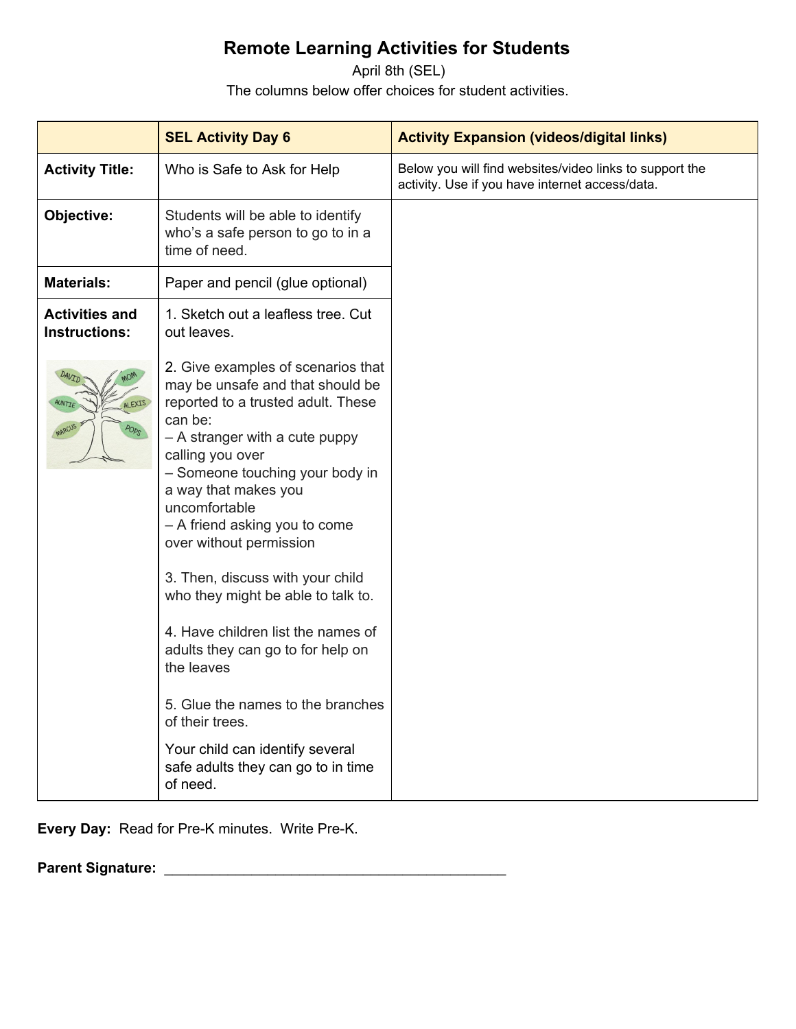# Remote Learning Activities for Students

April 8th (SEL)

The columns below offer choices for student activities.

| | SEL Activity Day 6 | Activity Expansion (videos/digital links) |
|---|---|---|
| **Activity Title:** | Who is Safe to Ask for Help | Below you will find websites/video links to support the activity. Use if you have internet access/data. |
| **Objective:** | Students will be able to identify who's a safe person to go to in a time of need. | |
| **Materials:** | Paper and pencil (glue optional) | |
| **Activities and Instructions:** | 1. Sketch out a leafless tree. Cut out leaves.<br><br>2. Give examples of scenarios that may be unsafe and that should be reported to a trusted adult. These can be:<br>– A stranger with a cute puppy calling you over<br>– Someone touching your body in a way that makes you uncomfortable<br>– A friend asking you to come over without permission<br><br>3. Then, discuss with your child who they might be able to talk to.<br><br>4. Have children list the names of adults they can go to for help on the leaves<br><br>5. Glue the names to the branches of their trees.<br><br>Your child can identify several safe adults they can go to in time of need. | |

**Every Day:** Read for Pre-K minutes. Write Pre-K.

**Parent Signature:** ___________________________________________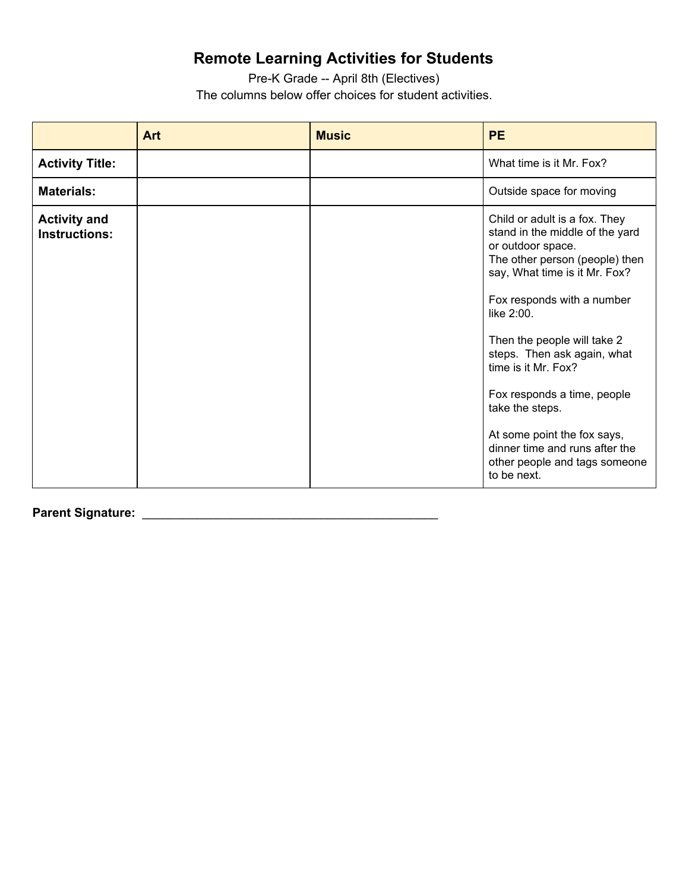# Remote Learning Activities for Students

Pre-K Grade -- April 8th (Electives)

The columns below offer choices for student activities.

| | Art | Music | PE |
|---|---|---|---|
| **Activity Title:** | | | What time is it Mr. Fox? |
| **Materials:** | | | Outside space for moving |
| **Activity and Instructions:** | | | Child or adult is a fox. They stand in the middle of the yard or outdoor space.<br>The other person (people) then say, What time is it Mr. Fox?<br><br>Fox responds with a number like 2:00.<br><br>Then the people will take 2 steps. Then ask again, what time is it Mr. Fox?<br><br>Fox responds a time, people take the steps.<br><br>At some point the fox says, dinner time and runs after the other people and tags someone to be next. |

**Parent Signature:** ____________________________________________